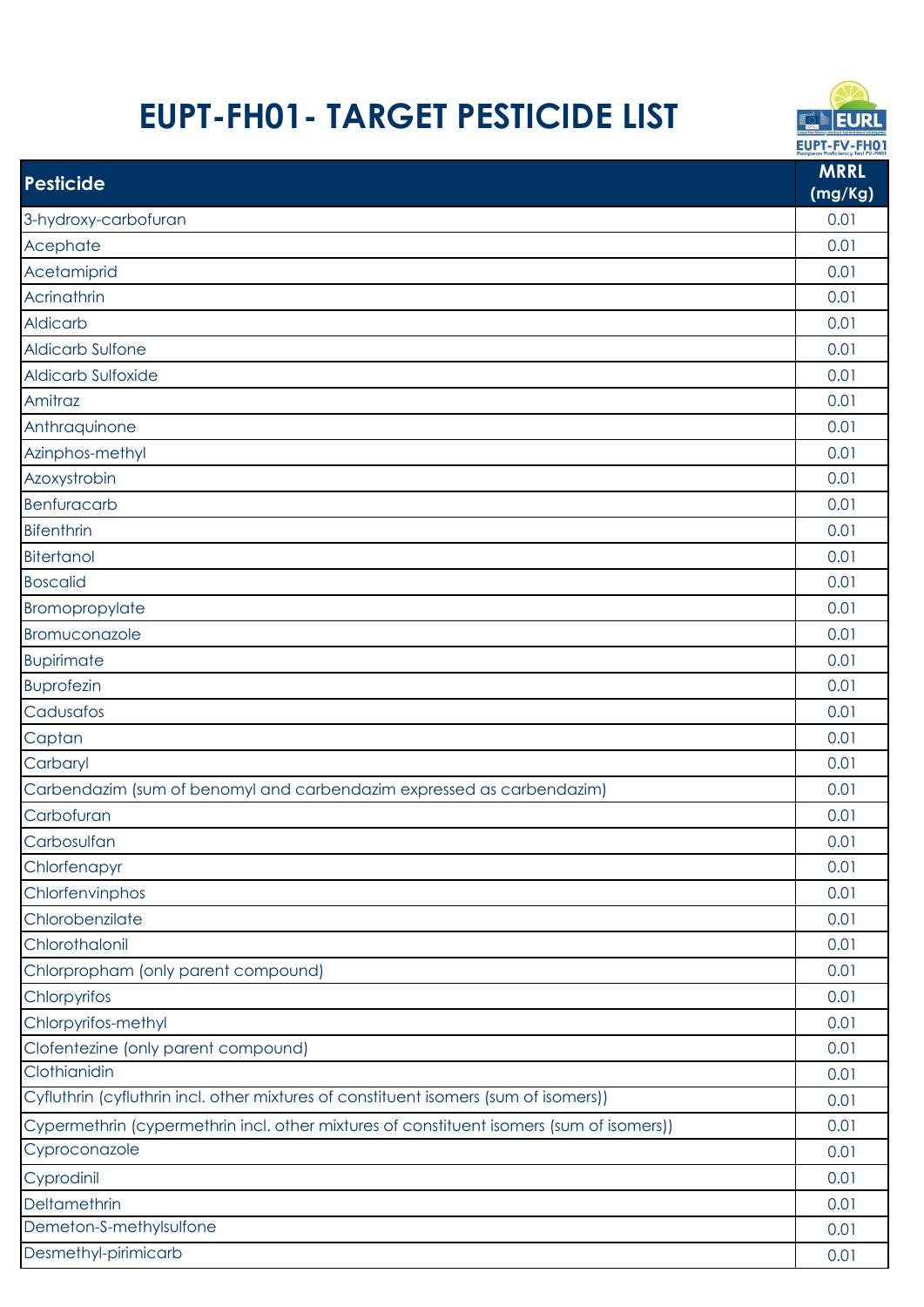# EUPT-FH01- TARGET PESTICIDE LIST

| Pesticide | MRRL (mg/Kg) |
|---|---|
| 3-hydroxy-carbofuran | 0.01 |
| Acephate | 0.01 |
| Acetamiprid | 0.01 |
| Acrinathrin | 0.01 |
| Aldicarb | 0.01 |
| Aldicarb Sulfone | 0.01 |
| Aldicarb Sulfoxide | 0.01 |
| Amitraz | 0.01 |
| Anthraquinone | 0.01 |
| Azinphos-methyl | 0.01 |
| Azoxystrobin | 0.01 |
| Benfuracarb | 0.01 |
| Bifenthrin | 0.01 |
| Bitertanol | 0.01 |
| Boscalid | 0.01 |
| Bromopropylate | 0.01 |
| Bromuconazole | 0.01 |
| Bupirimate | 0.01 |
| Buprofezin | 0.01 |
| Cadusafos | 0.01 |
| Captan | 0.01 |
| Carbaryl | 0.01 |
| Carbendazim (sum of benomyl and carbendazim expressed as carbendazim) | 0.01 |
| Carbofuran | 0.01 |
| Carbosulfan | 0.01 |
| Chlorfenapyr | 0.01 |
| Chlorfenvinphos | 0.01 |
| Chlorobenzilate | 0.01 |
| Chlorothalonil | 0.01 |
| Chlorpropham (only parent compound) | 0.01 |
| Chlorpyrifos | 0.01 |
| Chlorpyrifos-methyl | 0.01 |
| Clofentezine (only parent compound) | 0.01 |
| Clothianidin | 0.01 |
| Cyfluthrin (cyfluthrin incl. other mixtures of constituent isomers (sum of isomers)) | 0.01 |
| Cypermethrin (cypermethrin incl. other mixtures of constituent isomers (sum of isomers)) | 0.01 |
| Cyproconazole | 0.01 |
| Cyprodinil | 0.01 |
| Deltamethrin | 0.01 |
| Demeton-S-methylsulfone | 0.01 |
| Desmethyl-pirimicarb | 0.01 |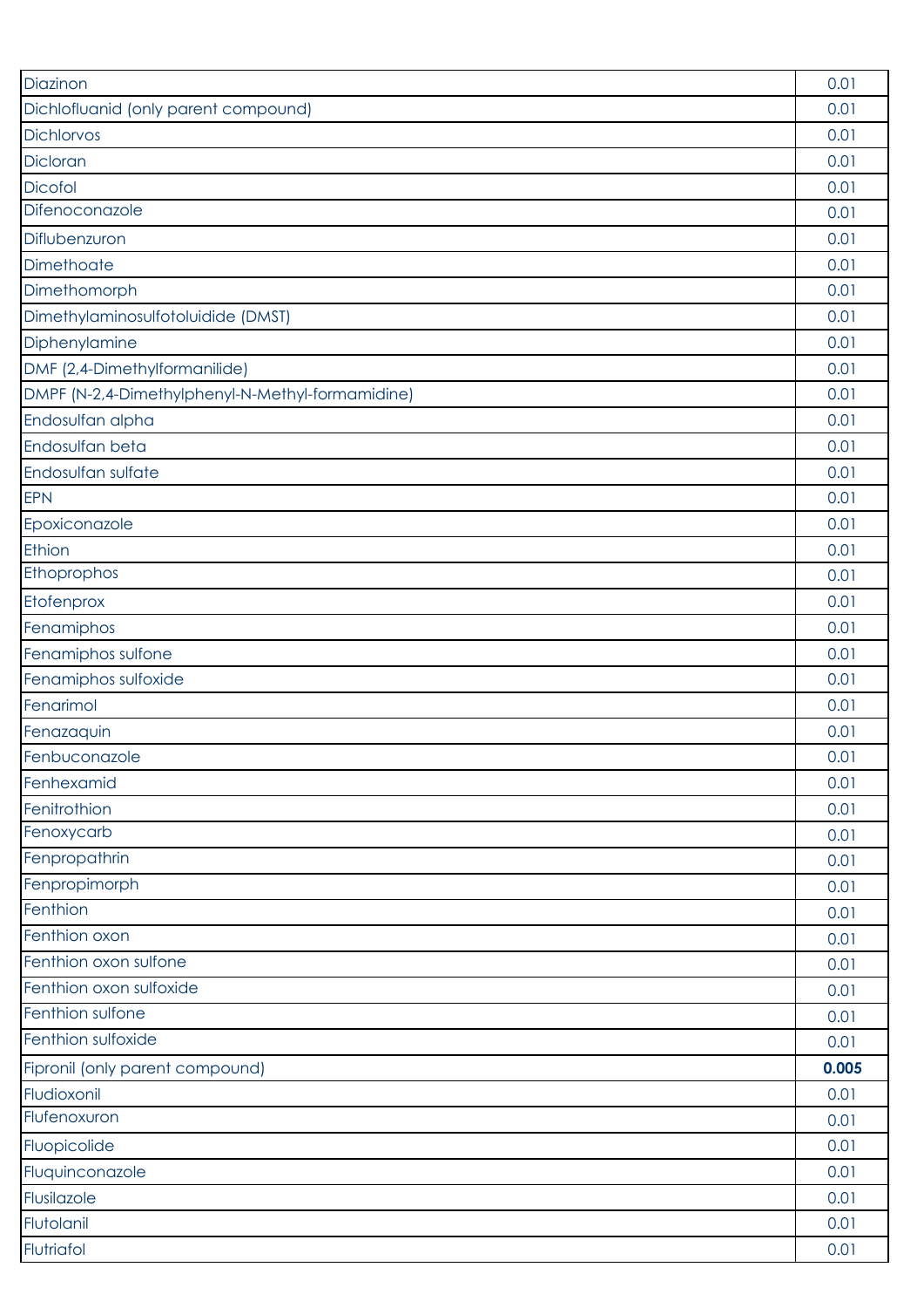| | |
|---|---|
| Diazinon | 0.01 |
| Dichlofluanid (only parent compound) | 0.01 |
| Dichlorvos | 0.01 |
| Dicloran | 0.01 |
| Dicofol | 0.01 |
| Difenoconazole | 0.01 |
| Diflubenzuron | 0.01 |
| Dimethoate | 0.01 |
| Dimethomorph | 0.01 |
| Dimethylaminosulfotoluidide (DMST) | 0.01 |
| Diphenylamine | 0.01 |
| DMF (2,4-Dimethylformanilide) | 0.01 |
| DMPF (N-2,4-Dimethylphenyl-N-Methyl-formamidine) | 0.01 |
| Endosulfan alpha | 0.01 |
| Endosulfan beta | 0.01 |
| Endosulfan sulfate | 0.01 |
| EPN | 0.01 |
| Epoxiconazole | 0.01 |
| Ethion | 0.01 |
| Ethoprophos | 0.01 |
| Etofenprox | 0.01 |
| Fenamiphos | 0.01 |
| Fenamiphos sulfone | 0.01 |
| Fenamiphos sulfoxide | 0.01 |
| Fenarimol | 0.01 |
| Fenazaquin | 0.01 |
| Fenbuconazole | 0.01 |
| Fenhexamid | 0.01 |
| Fenitrothion | 0.01 |
| Fenoxycarb | 0.01 |
| Fenpropathrin | 0.01 |
| Fenpropimorph | 0.01 |
| Fenthion | 0.01 |
| Fenthion oxon | 0.01 |
| Fenthion oxon sulfone | 0.01 |
| Fenthion oxon sulfoxide | 0.01 |
| Fenthion sulfone | 0.01 |
| Fenthion sulfoxide | 0.01 |
| Fipronil (only parent compound) | **0.005** |
| Fludioxonil | 0.01 |
| Flufenoxuron | 0.01 |
| Fluopicolide | 0.01 |
| Fluquinconazole | 0.01 |
| Flusilazole | 0.01 |
| Flutolanil | 0.01 |
| Flutriafol | 0.01 |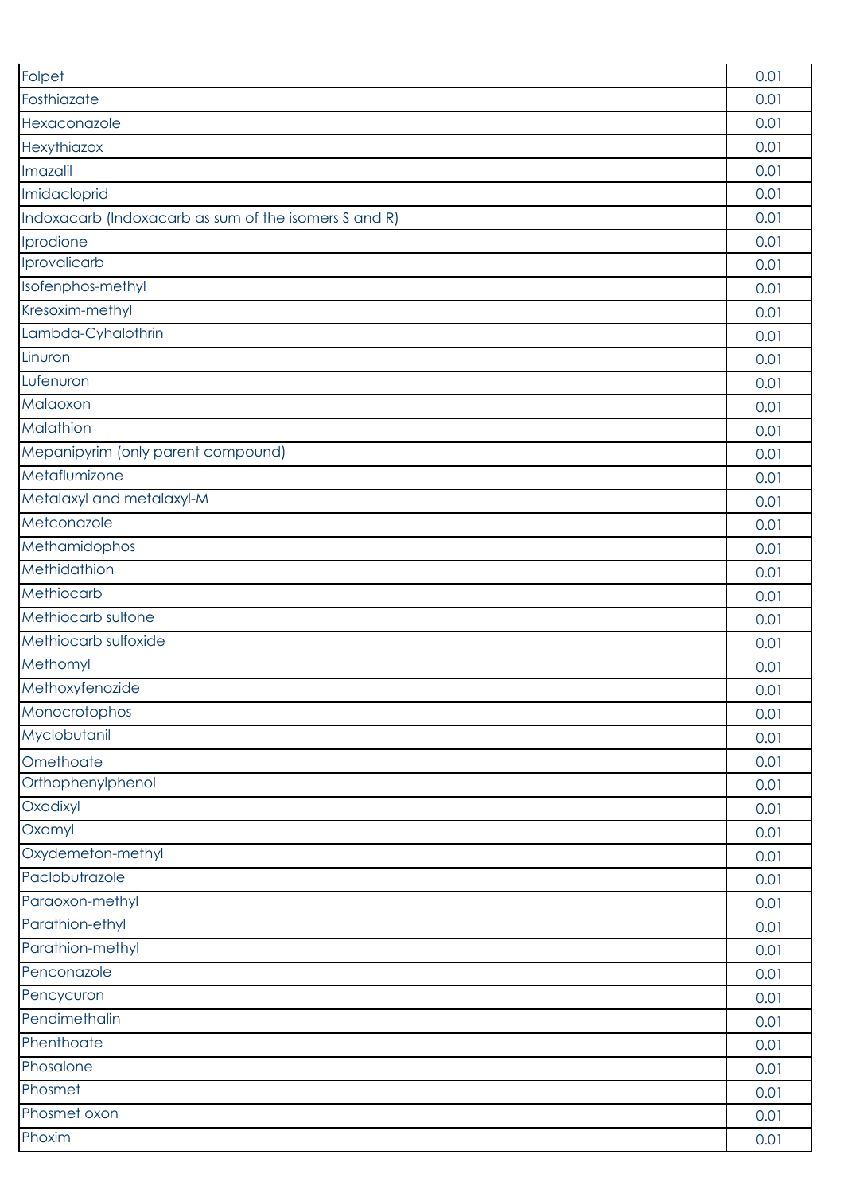| | |
|---|---|
| Folpet | 0.01 |
| Fosthiazate | 0.01 |
| Hexaconazole | 0.01 |
| Hexythiazox | 0.01 |
| Imazalil | 0.01 |
| Imidacloprid | 0.01 |
| Indoxacarb (Indoxacarb as sum of the isomers S and R) | 0.01 |
| Iprodione | 0.01 |
| Iprovalicarb | 0.01 |
| Isofenphos-methyl | 0.01 |
| Kresoxim-methyl | 0.01 |
| Lambda-Cyhalothrin | 0.01 |
| Linuron | 0.01 |
| Lufenuron | 0.01 |
| Malaoxon | 0.01 |
| Malathion | 0.01 |
| Mepanipyrim (only parent compound) | 0.01 |
| Metaflumizone | 0.01 |
| Metalaxyl and metalaxyl-M | 0.01 |
| Metconazole | 0.01 |
| Methamidophos | 0.01 |
| Methidathion | 0.01 |
| Methiocarb | 0.01 |
| Methiocarb sulfone | 0.01 |
| Methiocarb sulfoxide | 0.01 |
| Methomyl | 0.01 |
| Methoxyfenozide | 0.01 |
| Monocrotophos | 0.01 |
| Myclobutanil | 0.01 |
| Omethoate | 0.01 |
| Orthophenylphenol | 0.01 |
| Oxadixyl | 0.01 |
| Oxamyl | 0.01 |
| Oxydemeton-methyl | 0.01 |
| Paclobutrazole | 0.01 |
| Paraoxon-methyl | 0.01 |
| Parathion-ethyl | 0.01 |
| Parathion-methyl | 0.01 |
| Penconazole | 0.01 |
| Pencycuron | 0.01 |
| Pendimethalin | 0.01 |
| Phenthoate | 0.01 |
| Phosalone | 0.01 |
| Phosmet | 0.01 |
| Phosmet oxon | 0.01 |
| Phoxim | 0.01 |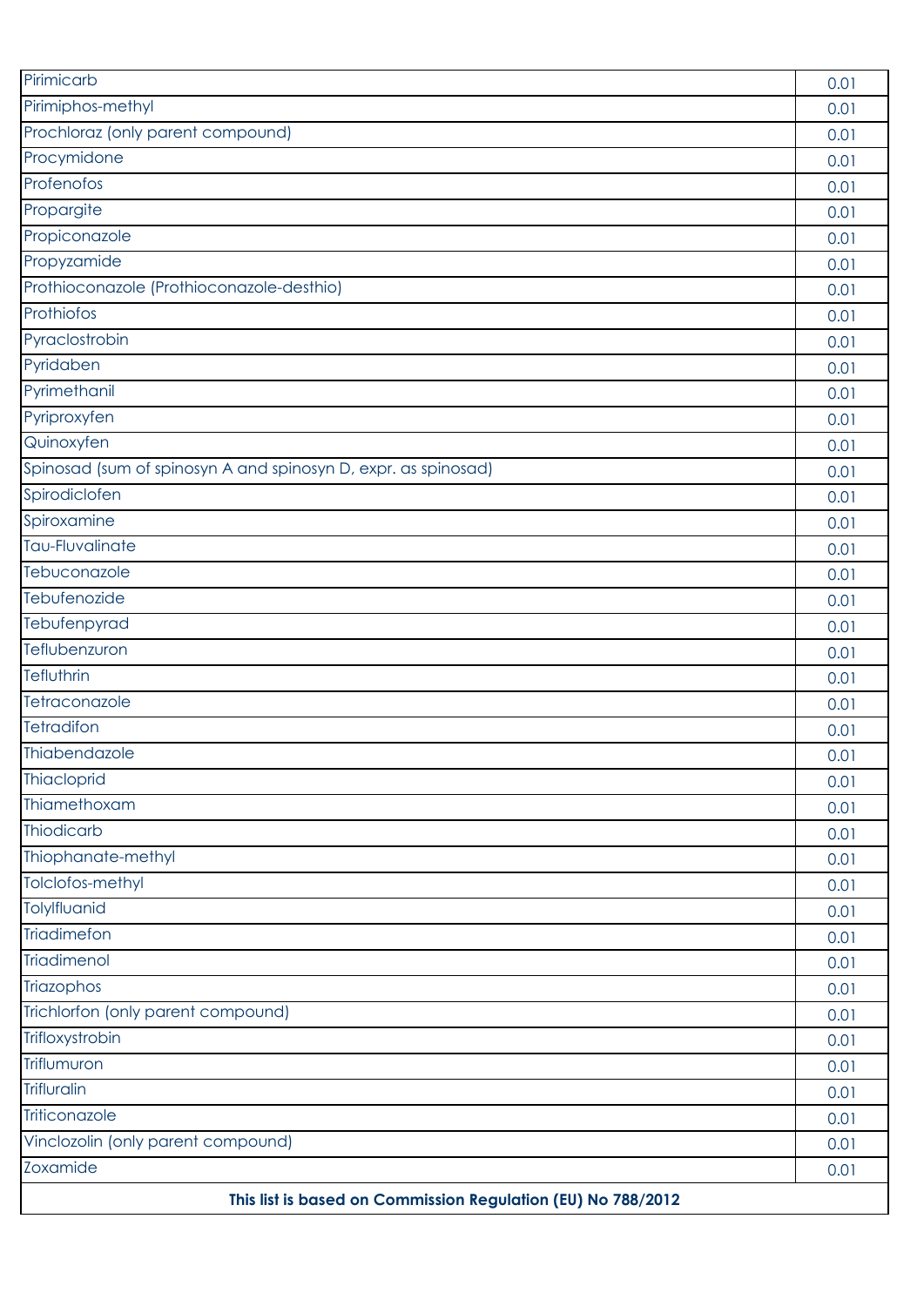| | |
|---|---|
| Pirimicarb | 0.01 |
| Pirimiphos-methyl | 0.01 |
| Prochloraz (only parent compound) | 0.01 |
| Procymidone | 0.01 |
| Profenofos | 0.01 |
| Propargite | 0.01 |
| Propiconazole | 0.01 |
| Propyzamide | 0.01 |
| Prothioconazole (Prothioconazole-desthio) | 0.01 |
| Prothiofos | 0.01 |
| Pyraclostrobin | 0.01 |
| Pyridaben | 0.01 |
| Pyrimethanil | 0.01 |
| Pyriproxyfen | 0.01 |
| Quinoxyfen | 0.01 |
| Spinosad (sum of spinosyn A and spinosyn D, expr. as spinosad) | 0.01 |
| Spirodiclofen | 0.01 |
| Spiroxamine | 0.01 |
| Tau-Fluvalinate | 0.01 |
| Tebuconazole | 0.01 |
| Tebufenozide | 0.01 |
| Tebufenpyrad | 0.01 |
| Teflubenzuron | 0.01 |
| Tefluthrin | 0.01 |
| Tetraconazole | 0.01 |
| Tetradifon | 0.01 |
| Thiabendazole | 0.01 |
| Thiacloprid | 0.01 |
| Thiamethoxam | 0.01 |
| Thiodicarb | 0.01 |
| Thiophanate-methyl | 0.01 |
| Tolclofos-methyl | 0.01 |
| Tolylfluanid | 0.01 |
| Triadimefon | 0.01 |
| Triadimenol | 0.01 |
| Triazophos | 0.01 |
| Trichlorfon (only parent compound) | 0.01 |
| Trifloxystrobin | 0.01 |
| Triflumuron | 0.01 |
| Trifluralin | 0.01 |
| Triticonazole | 0.01 |
| Vinclozolin (only parent compound) | 0.01 |
| Zoxamide | 0.01 |
| **This list is based on Commission Regulation (EU) No 788/2012** | |